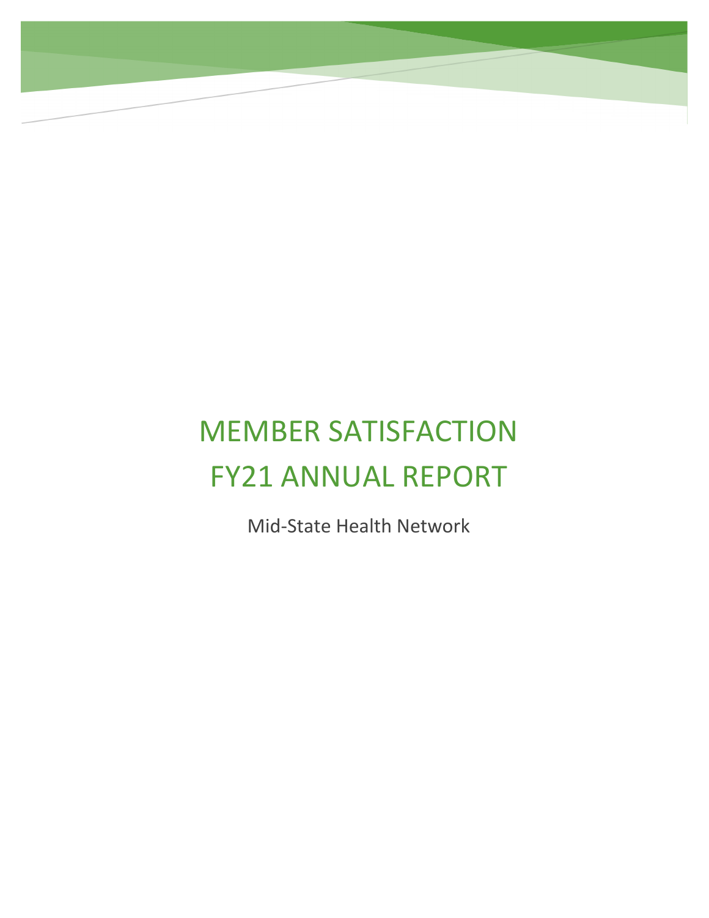# MEMBER SATISFACTION FY21 ANNUAL REPORT

Mid-State Health Network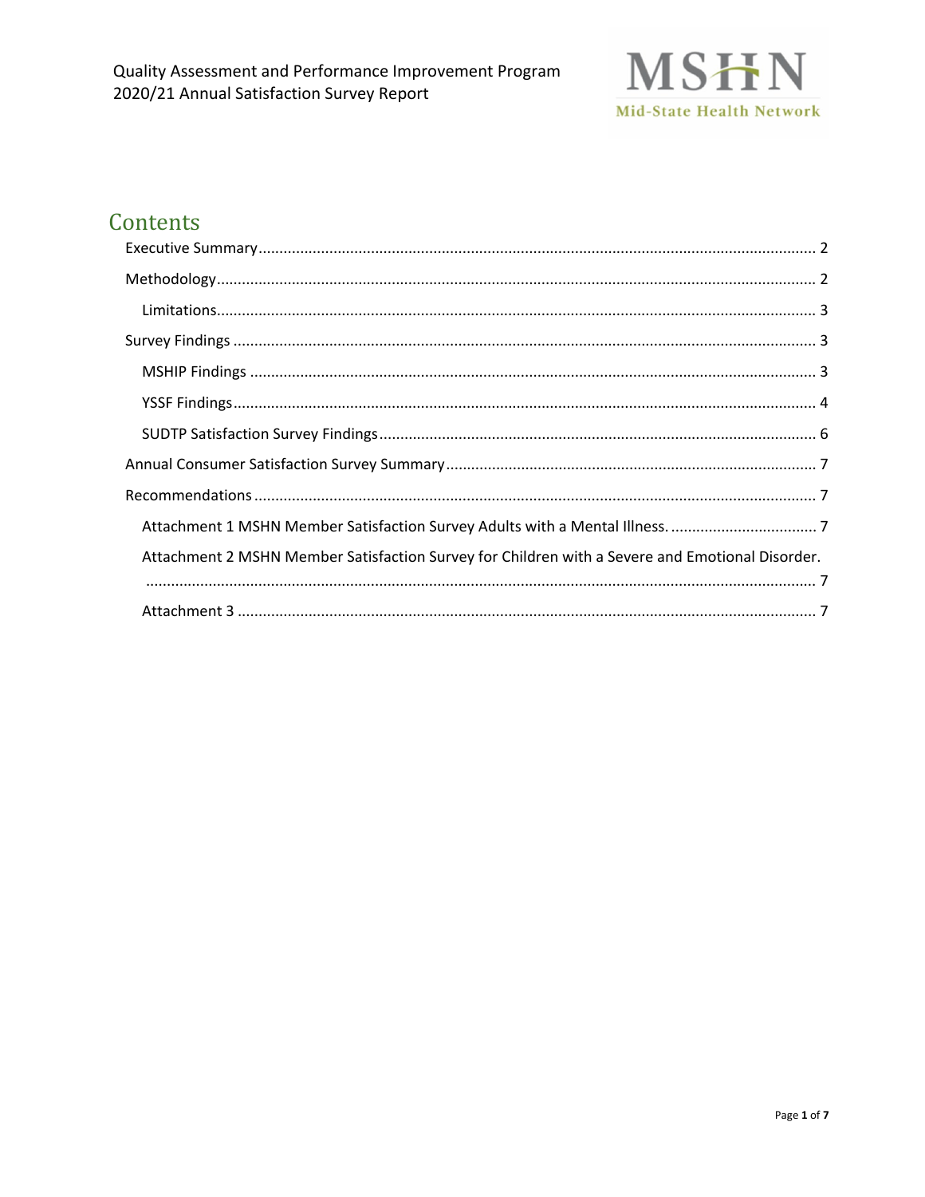# Contents

- Executive Summary ........ 2
- Methodology ........ 2
  - Limitations ........ 3
- Survey Findings ........ 3
  - MSHIP Findings ........ 3
  - YSSF Findings ........ 4
  - SUDTP Satisfaction Survey Findings ........ 6
- Annual Consumer Satisfaction Survey Summary ........ 7
- Recommendations ........ 7
  - Attachment 1 MSHN Member Satisfaction Survey Adults with a Mental Illness. ........ 7
  - Attachment 2 MSHN Member Satisfaction Survey for Children with a Severe and Emotional Disorder. ........ 7
  - Attachment 3 ........ 7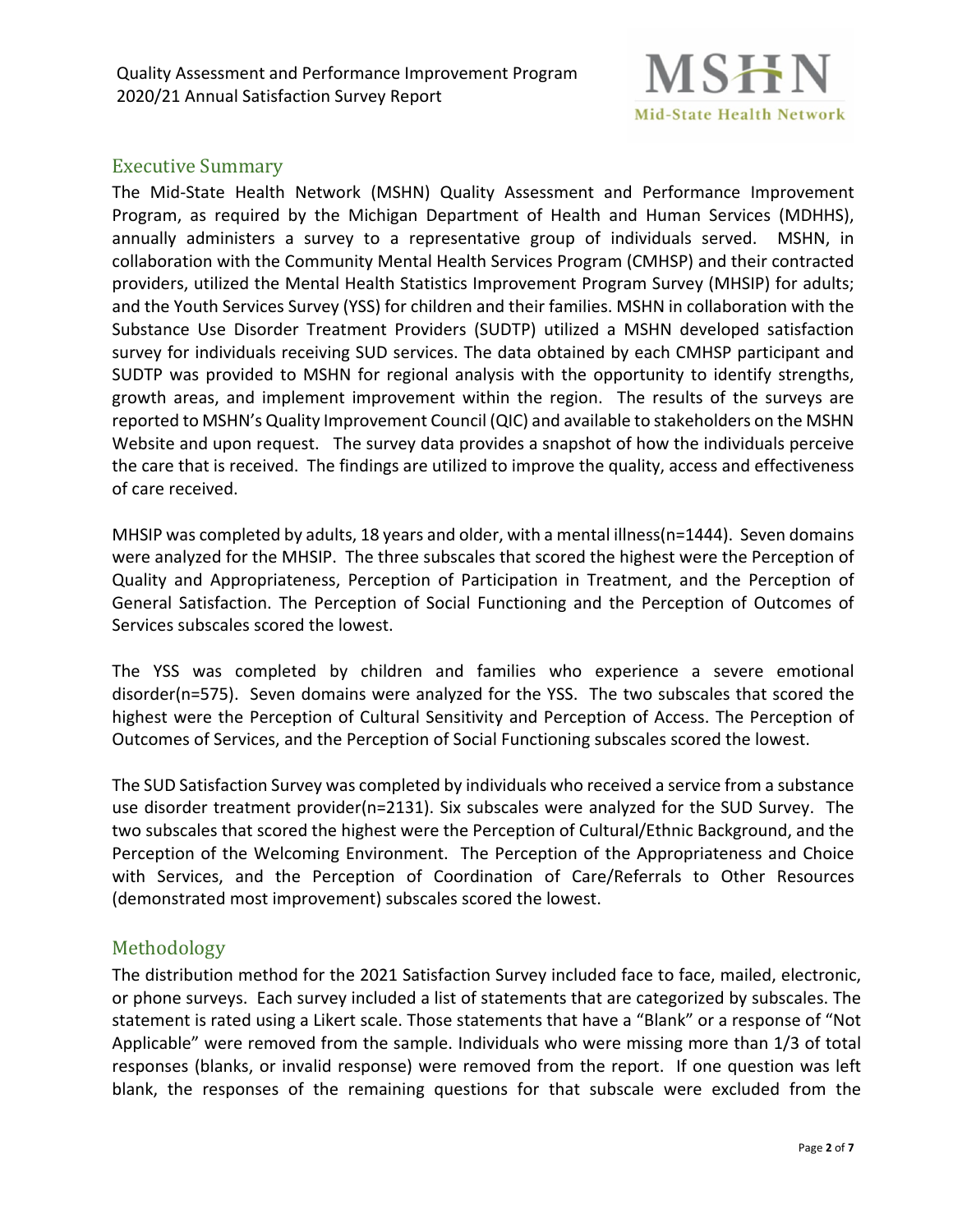## Executive Summary

The Mid-State Health Network (MSHN) Quality Assessment and Performance Improvement Program, as required by the Michigan Department of Health and Human Services (MDHHS), annually administers a survey to a representative group of individuals served. MSHN, in collaboration with the Community Mental Health Services Program (CMHSP) and their contracted providers, utilized the Mental Health Statistics Improvement Program Survey (MHSIP) for adults; and the Youth Services Survey (YSS) for children and their families. MSHN in collaboration with the Substance Use Disorder Treatment Providers (SUDTP) utilized a MSHN developed satisfaction survey for individuals receiving SUD services. The data obtained by each CMHSP participant and SUDTP was provided to MSHN for regional analysis with the opportunity to identify strengths, growth areas, and implement improvement within the region. The results of the surveys are reported to MSHN's Quality Improvement Council (QIC) and available to stakeholders on the MSHN Website and upon request. The survey data provides a snapshot of how the individuals perceive the care that is received. The findings are utilized to improve the quality, access and effectiveness of care received.

MHSIP was completed by adults, 18 years and older, with a mental illness(n=1444). Seven domains were analyzed for the MHSIP. The three subscales that scored the highest were the Perception of Quality and Appropriateness, Perception of Participation in Treatment, and the Perception of General Satisfaction. The Perception of Social Functioning and the Perception of Outcomes of Services subscales scored the lowest.

The YSS was completed by children and families who experience a severe emotional disorder(n=575). Seven domains were analyzed for the YSS. The two subscales that scored the highest were the Perception of Cultural Sensitivity and Perception of Access. The Perception of Outcomes of Services, and the Perception of Social Functioning subscales scored the lowest.

The SUD Satisfaction Survey was completed by individuals who received a service from a substance use disorder treatment provider(n=2131). Six subscales were analyzed for the SUD Survey. The two subscales that scored the highest were the Perception of Cultural/Ethnic Background, and the Perception of the Welcoming Environment. The Perception of the Appropriateness and Choice with Services, and the Perception of Coordination of Care/Referrals to Other Resources (demonstrated most improvement) subscales scored the lowest.

## Methodology

The distribution method for the 2021 Satisfaction Survey included face to face, mailed, electronic, or phone surveys. Each survey included a list of statements that are categorized by subscales. The statement is rated using a Likert scale. Those statements that have a "Blank" or a response of "Not Applicable" were removed from the sample. Individuals who were missing more than 1/3 of total responses (blanks, or invalid response) were removed from the report. If one question was left blank, the responses of the remaining questions for that subscale were excluded from the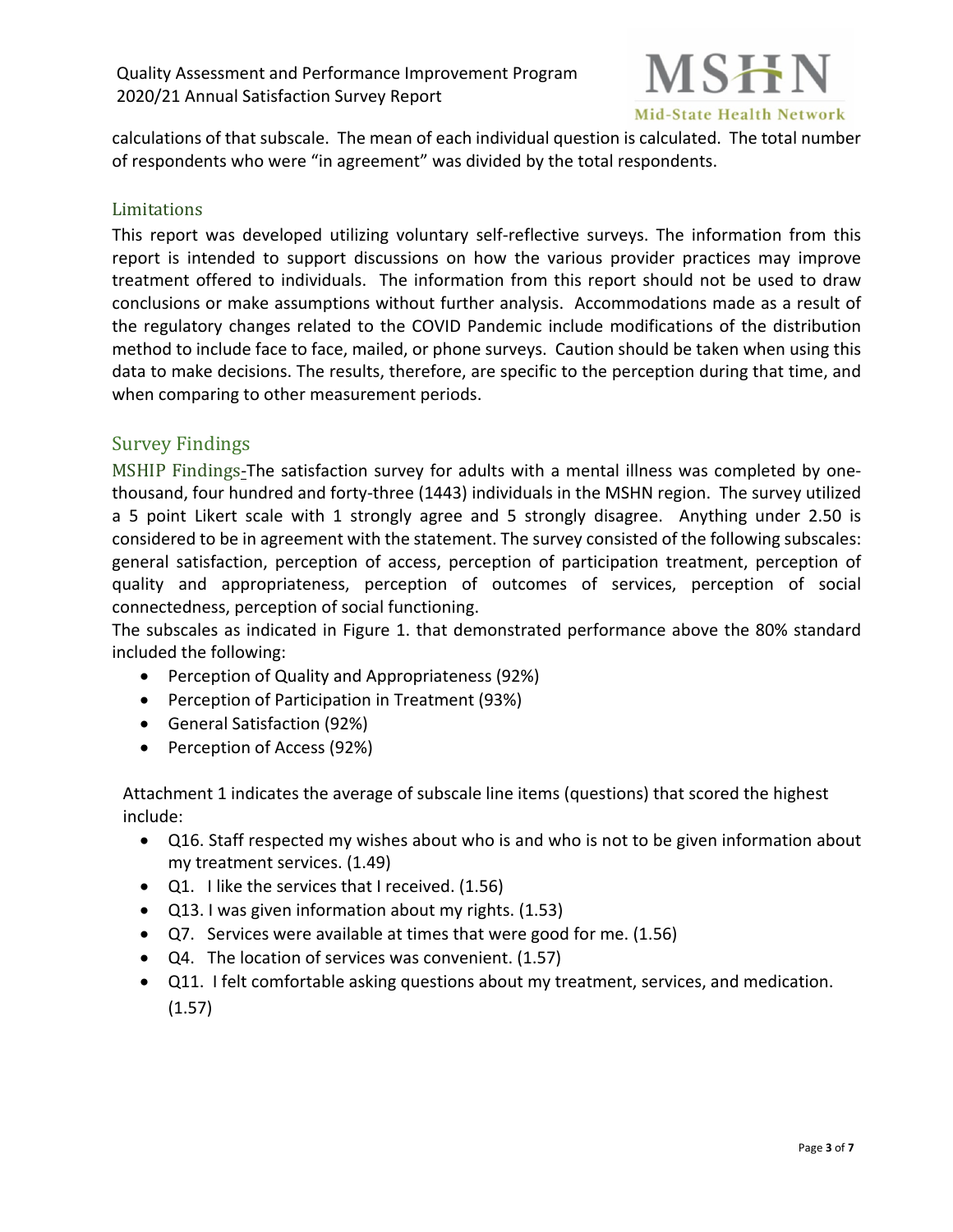calculations of that subscale. The mean of each individual question is calculated. The total number of respondents who were "in agreement" was divided by the total respondents.

## Limitations

This report was developed utilizing voluntary self-reflective surveys. The information from this report is intended to support discussions on how the various provider practices may improve treatment offered to individuals. The information from this report should not be used to draw conclusions or make assumptions without further analysis. Accommodations made as a result of the regulatory changes related to the COVID Pandemic include modifications of the distribution method to include face to face, mailed, or phone surveys. Caution should be taken when using this data to make decisions. The results, therefore, are specific to the perception during that time, and when comparing to other measurement periods.

## Survey Findings

MSHIP Findings-The satisfaction survey for adults with a mental illness was completed by one-thousand, four hundred and forty-three (1443) individuals in the MSHN region. The survey utilized a 5 point Likert scale with 1 strongly agree and 5 strongly disagree. Anything under 2.50 is considered to be in agreement with the statement. The survey consisted of the following subscales: general satisfaction, perception of access, perception of participation treatment, perception of quality and appropriateness, perception of outcomes of services, perception of social connectedness, perception of social functioning.

The subscales as indicated in Figure 1. that demonstrated performance above the 80% standard included the following:

- Perception of Quality and Appropriateness (92%)
- Perception of Participation in Treatment (93%)
- General Satisfaction (92%)
- Perception of Access (92%)

Attachment 1 indicates the average of subscale line items (questions) that scored the highest include:

- Q16. Staff respected my wishes about who is and who is not to be given information about my treatment services. (1.49)
- Q1. I like the services that I received. (1.56)
- Q13. I was given information about my rights. (1.53)
- Q7. Services were available at times that were good for me. (1.56)
- Q4. The location of services was convenient. (1.57)
- Q11. I felt comfortable asking questions about my treatment, services, and medication. (1.57)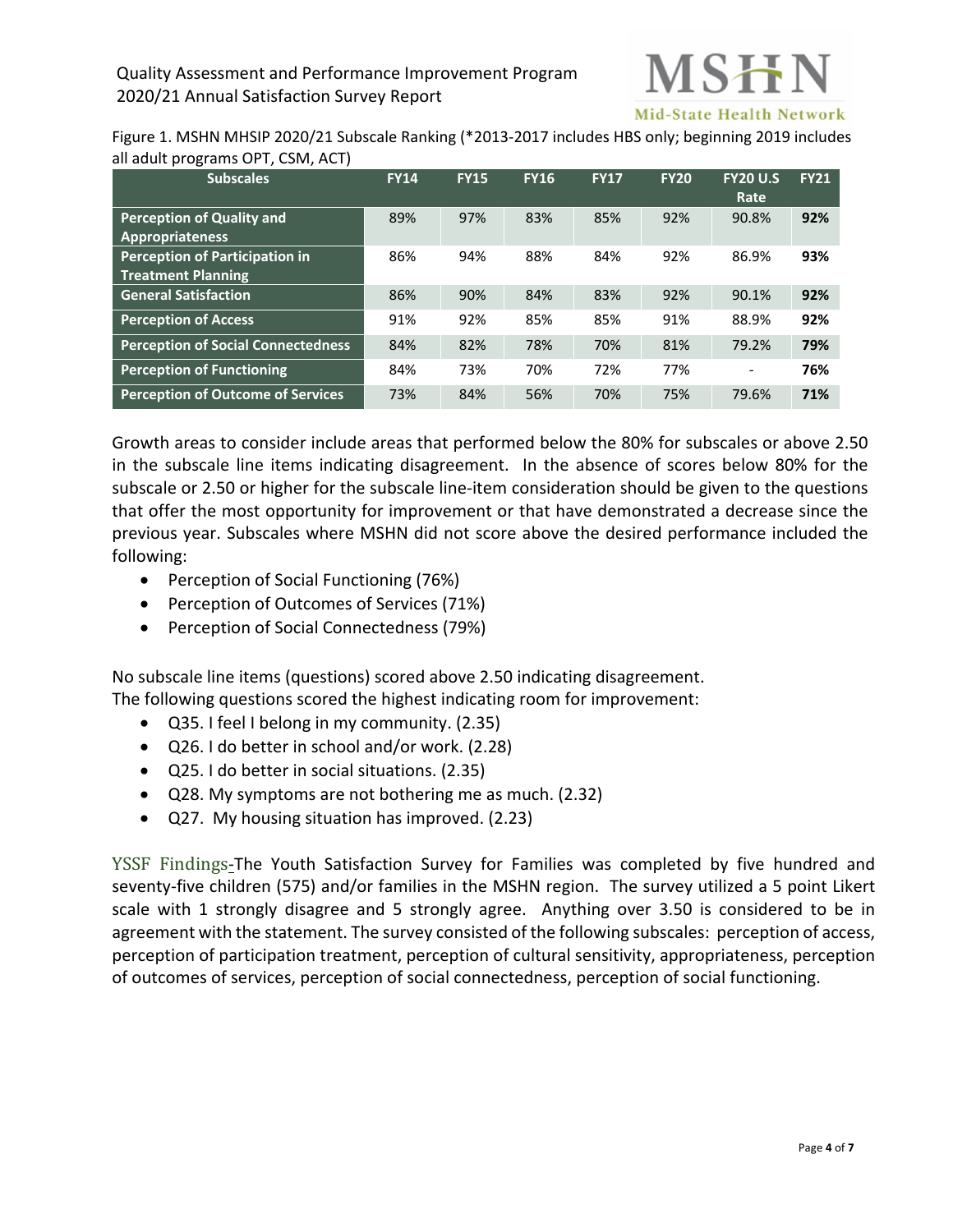Figure 1. MSHN MHSIP 2020/21 Subscale Ranking (*2013-2017 includes HBS only; beginning 2019 includes all adult programs OPT, CSM, ACT)

| Subscales | FY14 | FY15 | FY16 | FY17 | FY20 | FY20 U.S Rate | FY21 |
|---|---|---|---|---|---|---|---|
| **Perception of Quality and Appropriateness** | 89% | 97% | 83% | 85% | 92% | 90.8% | **92%** |
| **Perception of Participation in Treatment Planning** | 86% | 94% | 88% | 84% | 92% | 86.9% | **93%** |
| **General Satisfaction** | 86% | 90% | 84% | 83% | 92% | 90.1% | **92%** |
| **Perception of Access** | 91% | 92% | 85% | 85% | 91% | 88.9% | **92%** |
| **Perception of Social Connectedness** | 84% | 82% | 78% | 70% | 81% | 79.2% | **79%** |
| **Perception of Functioning** | 84% | 73% | 70% | 72% | 77% | - | **76%** |
| **Perception of Outcome of Services** | 73% | 84% | 56% | 70% | 75% | 79.6% | **71%** |

Growth areas to consider include areas that performed below the 80% for subscales or above 2.50 in the subscale line items indicating disagreement. In the absence of scores below 80% for the subscale or 2.50 or higher for the subscale line-item consideration should be given to the questions that offer the most opportunity for improvement or that have demonstrated a decrease since the previous year. Subscales where MSHN did not score above the desired performance included the following:

- Perception of Social Functioning (76%)
- Perception of Outcomes of Services (71%)
- Perception of Social Connectedness (79%)

No subscale line items (questions) scored above 2.50 indicating disagreement.
The following questions scored the highest indicating room for improvement:

- Q35. I feel I belong in my community. (2.35)
- Q26. I do better in school and/or work. (2.28)
- Q25. I do better in social situations. (2.35)
- Q28. My symptoms are not bothering me as much. (2.32)
- Q27. My housing situation has improved. (2.23)

YSSF Findings-The Youth Satisfaction Survey for Families was completed by five hundred and seventy-five children (575) and/or families in the MSHN region. The survey utilized a 5 point Likert scale with 1 strongly disagree and 5 strongly agree. Anything over 3.50 is considered to be in agreement with the statement. The survey consisted of the following subscales: perception of access, perception of participation treatment, perception of cultural sensitivity, appropriateness, perception of outcomes of services, perception of social connectedness, perception of social functioning.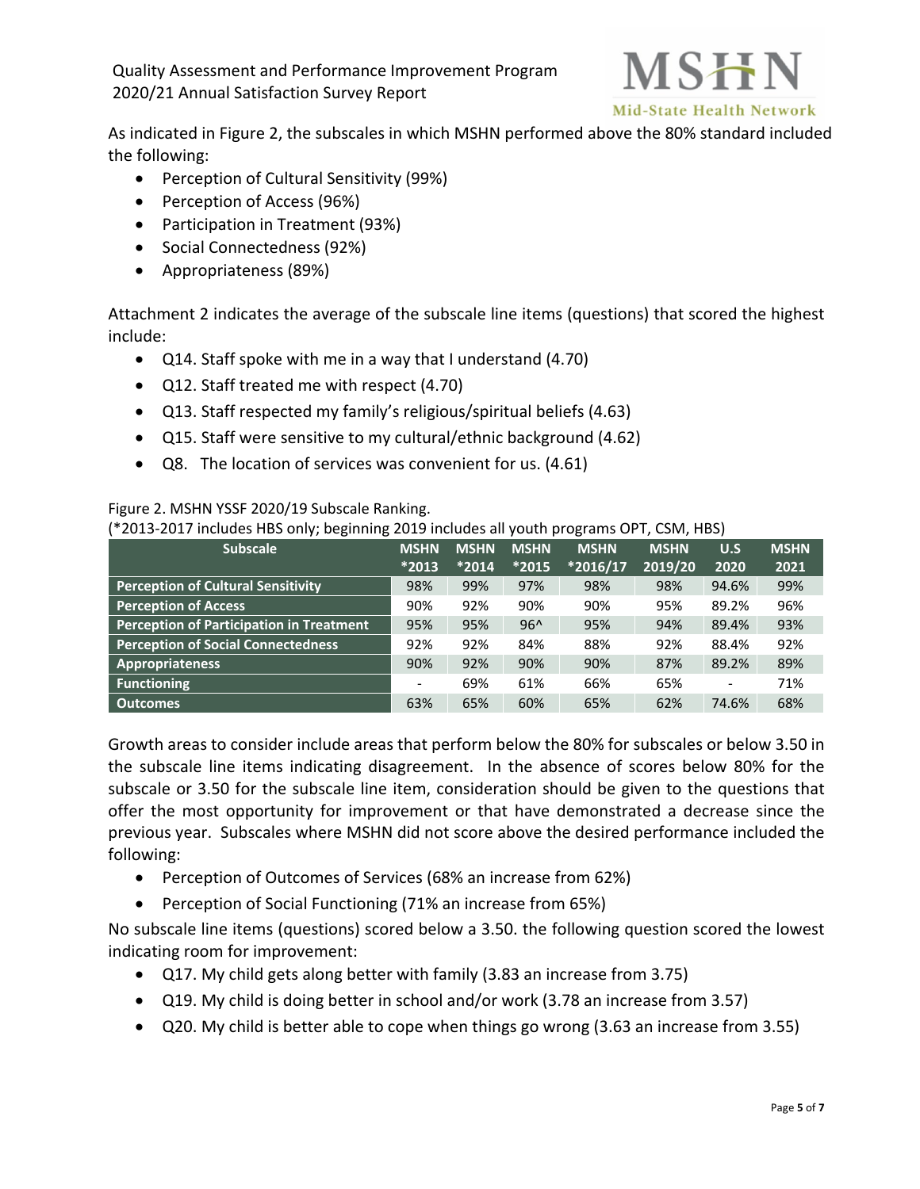As indicated in Figure 2, the subscales in which MSHN performed above the 80% standard included the following:

- Perception of Cultural Sensitivity (99%)
- Perception of Access (96%)
- Participation in Treatment (93%)
- Social Connectedness (92%)
- Appropriateness (89%)

Attachment 2 indicates the average of the subscale line items (questions) that scored the highest include:

- Q14. Staff spoke with me in a way that I understand (4.70)
- Q12. Staff treated me with respect (4.70)
- Q13. Staff respected my family's religious/spiritual beliefs (4.63)
- Q15. Staff were sensitive to my cultural/ethnic background (4.62)
- Q8. The location of services was convenient for us. (4.61)

Figure 2. MSHN YSSF 2020/19 Subscale Ranking.
(*2013-2017 includes HBS only; beginning 2019 includes all youth programs OPT, CSM, HBS)

| Subscale | MSHN *2013 | MSHN *2014 | MSHN *2015 | MSHN *2016/17 | MSHN 2019/20 | U.S 2020 | MSHN 2021 |
|---|---|---|---|---|---|---|---|
| Perception of Cultural Sensitivity | 98% | 99% | 97% | 98% | 98% | 94.6% | 99% |
| Perception of Access | 90% | 92% | 90% | 90% | 95% | 89.2% | 96% |
| Perception of Participation in Treatment | 95% | 95% | 96^ | 95% | 94% | 89.4% | 93% |
| Perception of Social Connectedness | 92% | 92% | 84% | 88% | 92% | 88.4% | 92% |
| Appropriateness | 90% | 92% | 90% | 90% | 87% | 89.2% | 89% |
| Functioning | - | 69% | 61% | 66% | 65% | - | 71% |
| Outcomes | 63% | 65% | 60% | 65% | 62% | 74.6% | 68% |

Growth areas to consider include areas that perform below the 80% for subscales or below 3.50 in the subscale line items indicating disagreement. In the absence of scores below 80% for the subscale or 3.50 for the subscale line item, consideration should be given to the questions that offer the most opportunity for improvement or that have demonstrated a decrease since the previous year. Subscales where MSHN did not score above the desired performance included the following:

- Perception of Outcomes of Services (68% an increase from 62%)
- Perception of Social Functioning (71% an increase from 65%)

No subscale line items (questions) scored below a 3.50. the following question scored the lowest indicating room for improvement:

- Q17. My child gets along better with family (3.83 an increase from 3.75)
- Q19. My child is doing better in school and/or work (3.78 an increase from 3.57)
- Q20. My child is better able to cope when things go wrong (3.63 an increase from 3.55)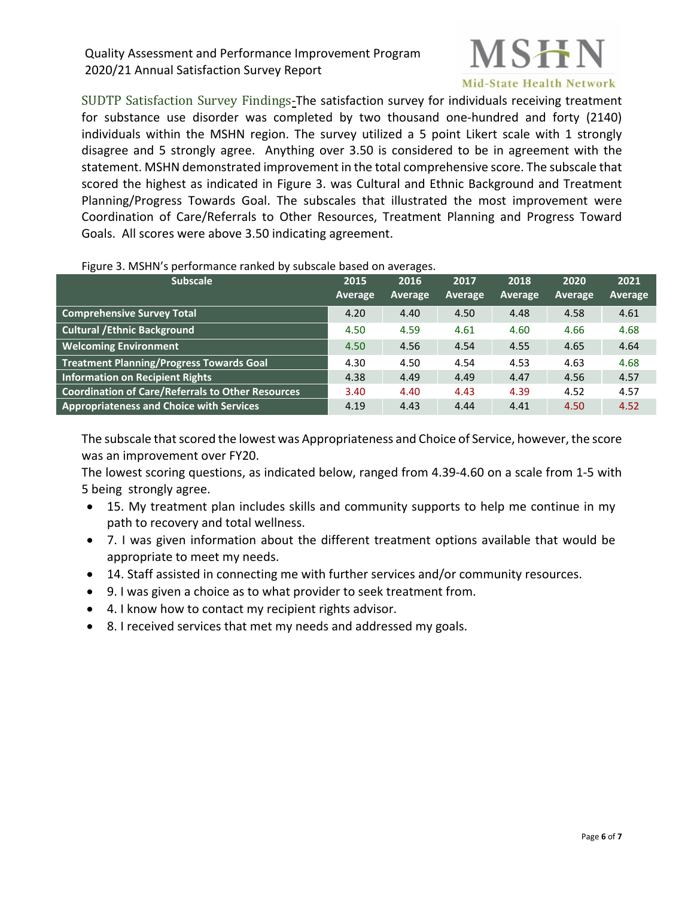SUDTP Satisfaction Survey Findings-The satisfaction survey for individuals receiving treatment for substance use disorder was completed by two thousand one-hundred and forty (2140) individuals within the MSHN region. The survey utilized a 5 point Likert scale with 1 strongly disagree and 5 strongly agree. Anything over 3.50 is considered to be in agreement with the statement. MSHN demonstrated improvement in the total comprehensive score. The subscale that scored the highest as indicated in Figure 3. was Cultural and Ethnic Background and Treatment Planning/Progress Towards Goal. The subscales that illustrated the most improvement were Coordination of Care/Referrals to Other Resources, Treatment Planning and Progress Toward Goals. All scores were above 3.50 indicating agreement.

Figure 3. MSHN's performance ranked by subscale based on averages.

| Subscale | 2015 Average | 2016 Average | 2017 Average | 2018 Average | 2020 Average | 2021 Average |
|---|---|---|---|---|---|---|
| **Comprehensive Survey Total** | 4.20 | 4.40 | 4.50 | 4.48 | 4.58 | 4.61 |
| **Cultural /Ethnic Background** | 4.50 | 4.59 | 4.61 | 4.60 | 4.66 | 4.68 |
| **Welcoming Environment** | 4.50 | 4.56 | 4.54 | 4.55 | 4.65 | 4.64 |
| **Treatment Planning/Progress Towards Goal** | 4.30 | 4.50 | 4.54 | 4.53 | 4.63 | 4.68 |
| **Information on Recipient Rights** | 4.38 | 4.49 | 4.49 | 4.47 | 4.56 | 4.57 |
| **Coordination of Care/Referrals to Other Resources** | 3.40 | 4.40 | 4.43 | 4.39 | 4.52 | 4.57 |
| **Appropriateness and Choice with Services** | 4.19 | 4.43 | 4.44 | 4.41 | 4.50 | 4.52 |

The subscale that scored the lowest was Appropriateness and Choice of Service, however, the score was an improvement over FY20.

The lowest scoring questions, as indicated below, ranged from 4.39-4.60 on a scale from 1-5 with 5 being strongly agree.

- 15. My treatment plan includes skills and community supports to help me continue in my path to recovery and total wellness.
- 7. I was given information about the different treatment options available that would be appropriate to meet my needs.
- 14. Staff assisted in connecting me with further services and/or community resources.
- 9. I was given a choice as to what provider to seek treatment from.
- 4. I know how to contact my recipient rights advisor.
- 8. I received services that met my needs and addressed my goals.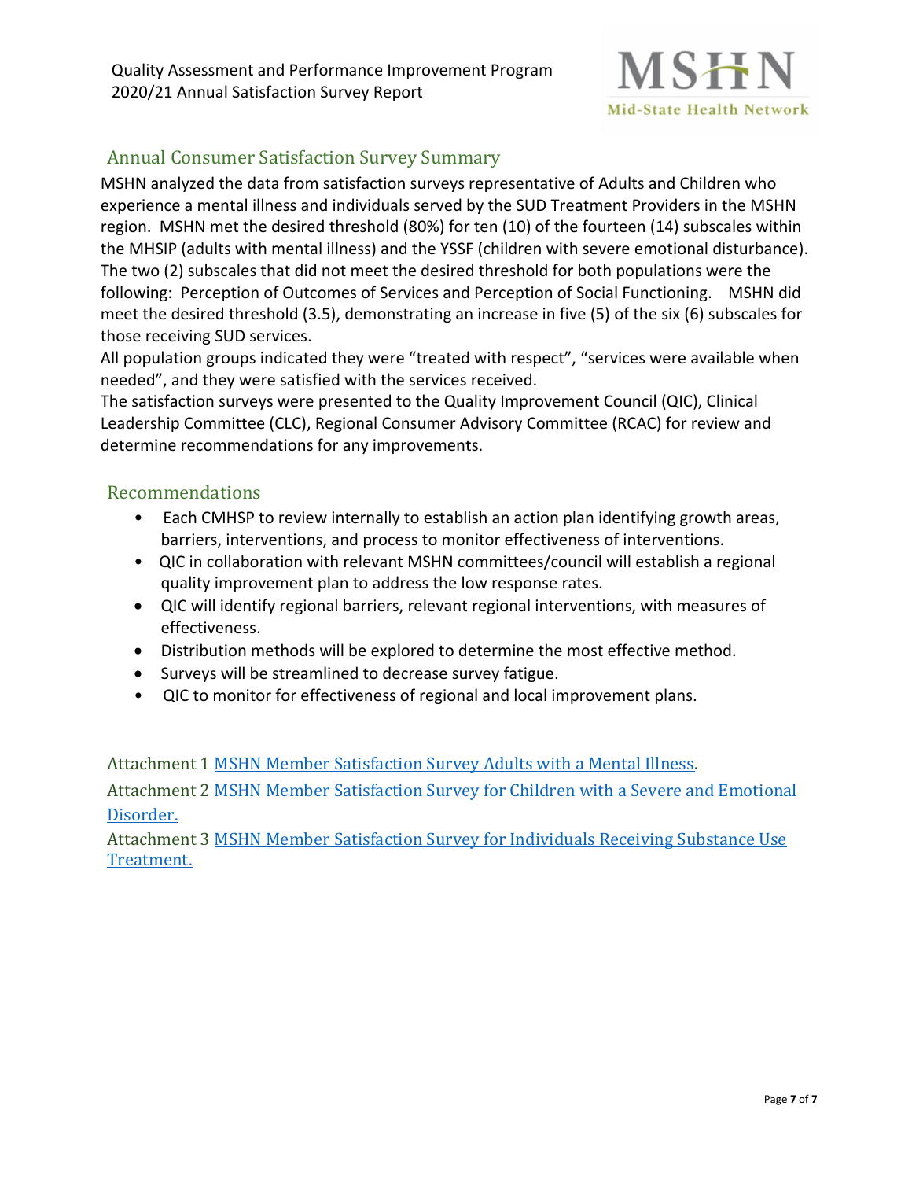## Annual Consumer Satisfaction Survey Summary

MSHN analyzed the data from satisfaction surveys representative of Adults and Children who experience a mental illness and individuals served by the SUD Treatment Providers in the MSHN region. MSHN met the desired threshold (80%) for ten (10) of the fourteen (14) subscales within the MHSIP (adults with mental illness) and the YSSF (children with severe emotional disturbance). The two (2) subscales that did not meet the desired threshold for both populations were the following: Perception of Outcomes of Services and Perception of Social Functioning. MSHN did meet the desired threshold (3.5), demonstrating an increase in five (5) of the six (6) subscales for those receiving SUD services.

All population groups indicated they were "treated with respect", "services were available when needed", and they were satisfied with the services received.

The satisfaction surveys were presented to the Quality Improvement Council (QIC), Clinical Leadership Committee (CLC), Regional Consumer Advisory Committee (RCAC) for review and determine recommendations for any improvements.

## Recommendations

- Each CMHSP to review internally to establish an action plan identifying growth areas, barriers, interventions, and process to monitor effectiveness of interventions.
- QIC in collaboration with relevant MSHN committees/council will establish a regional quality improvement plan to address the low response rates.
- QIC will identify regional barriers, relevant regional interventions, with measures of effectiveness.
- Distribution methods will be explored to determine the most effective method.
- Surveys will be streamlined to decrease survey fatigue.
- QIC to monitor for effectiveness of regional and local improvement plans.

Attachment 1 MSHN Member Satisfaction Survey Adults with a Mental Illness.

Attachment 2 MSHN Member Satisfaction Survey for Children with a Severe and Emotional Disorder.

Attachment 3 MSHN Member Satisfaction Survey for Individuals Receiving Substance Use Treatment.